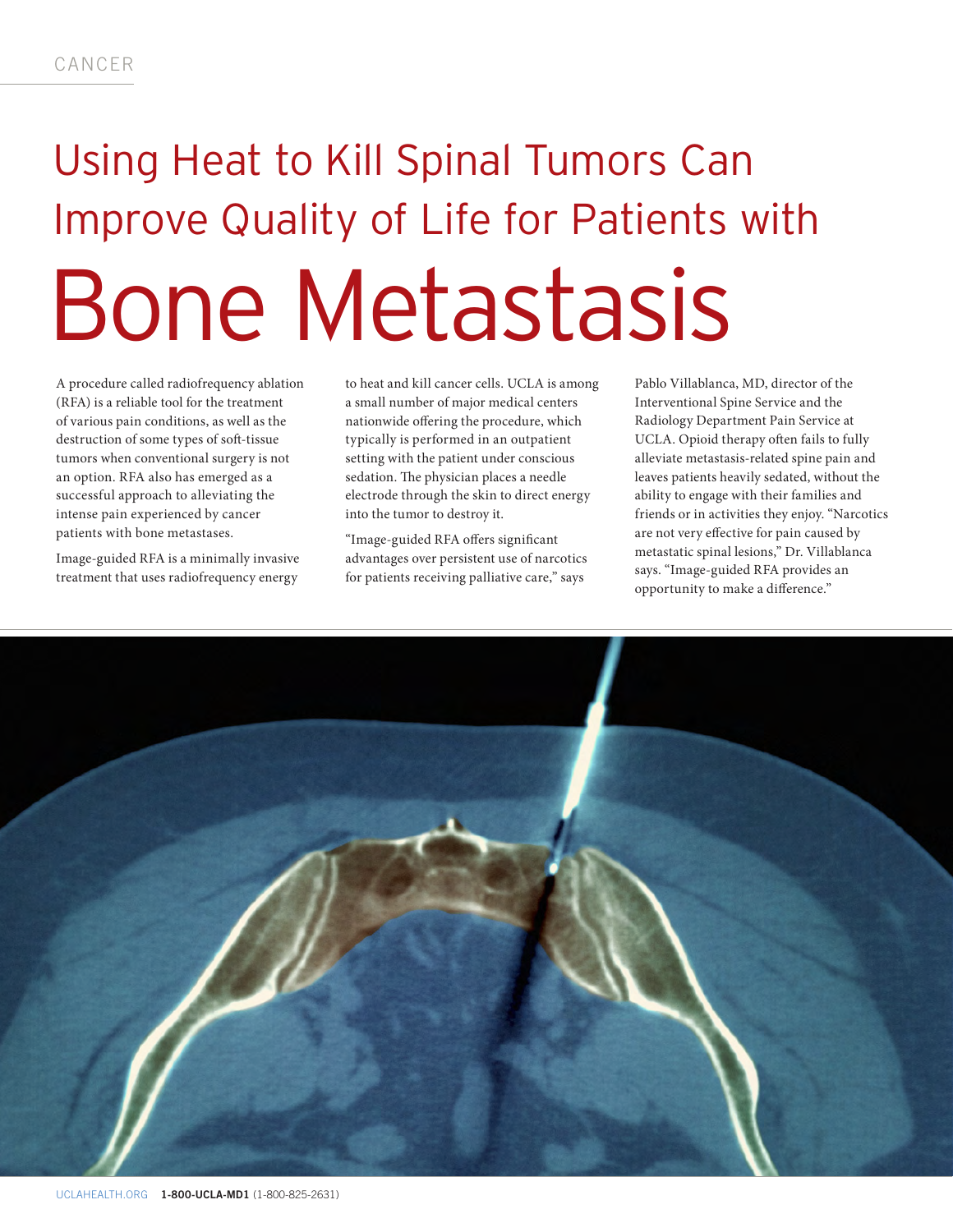CANCER

# Using Heat to Kill Spinal Tumors Can Improve Quality of Life for Patients with Bone Metastasis

A procedure called radiofrequency ablation (RFA) is a reliable tool for the treatment of various pain conditions, as well as the destruction of some types of soft-tissue tumors when conventional surgery is not an option. RFA also has emerged as a successful approach to alleviating the intense pain experienced by cancer patients with bone metastases.

Image-guided RFA is a minimally invasive treatment that uses radiofrequency energy to heat and kill cancer cells. UCLA is among a small number of major medical centers nationwide offering the procedure, which typically is performed in an outpatient setting with the patient under conscious sedation. The physician places a needle electrode through the skin to direct energy into the tumor to destroy it.

"Image-guided RFA offers significant advantages over persistent use of narcotics for patients receiving palliative care," says Pablo Villablanca, MD, director of the Interventional Spine Service and the Radiology Department Pain Service at UCLA. Opioid therapy often fails to fully alleviate metastasis-related spine pain and leaves patients heavily sedated, without the ability to engage with their families and friends or in activities they enjoy. "Narcotics are not very effective for pain caused by metastatic spinal lesions," Dr. Villablanca says. "Image-guided RFA provides an opportunity to make a difference."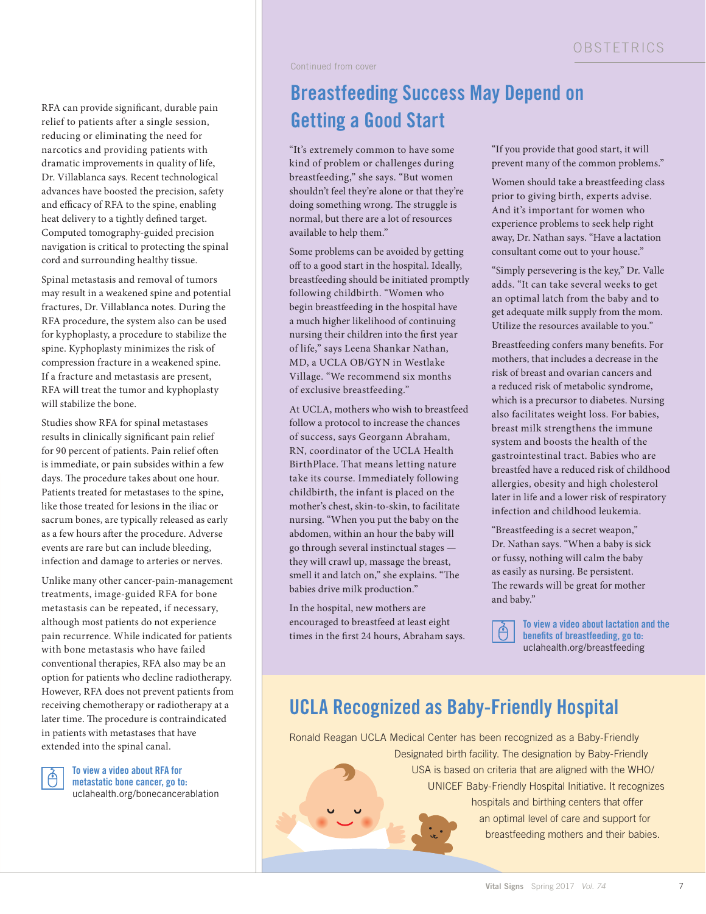RFA can provide significant, durable pain relief to patients after a single session, reducing or eliminating the need for narcotics and providing patients with dramatic improvements in quality of life, Dr. Villablanca says. Recent technological advances have boosted the precision, safety and efficacy of RFA to the spine, enabling heat delivery to a tightly defined target. Computed tomography-guided precision navigation is critical to protecting the spinal cord and surrounding healthy tissue.

Spinal metastasis and removal of tumors may result in a weakened spine and potential fractures, Dr. Villablanca notes. During the RFA procedure, the system also can be used for kyphoplasty, a procedure to stabilize the spine. Kyphoplasty minimizes the risk of compression fracture in a weakened spine. If a fracture and metastasis are present, RFA will treat the tumor and kyphoplasty will stabilize the bone.

Studies show RFA for spinal metastases results in clinically significant pain relief for 90 percent of patients. Pain relief often is immediate, or pain subsides within a few days. The procedure takes about one hour. Patients treated for metastases to the spine, like those treated for lesions in the iliac or sacrum bones, are typically released as early as a few hours after the procedure. Adverse events are rare but can include bleeding, infection and damage to arteries or nerves.

Unlike many other cancer-pain-management treatments, image-guided RFA for bone metastasis can be repeated, if necessary, although most patients do not experience pain recurrence. While indicated for patients with bone metastasis who have failed conventional therapies, RFA also may be an option for patients who decline radiotherapy. However, RFA does not prevent patients from receiving chemotherapy or radiotherapy at a later time. The procedure is contraindicated in patients with metastases that have extended into the spinal canal.

**To view a video about RFA for metastatic bone cancer, go to:**
uclahealth.org/bonecancerablation

OBSTETRICS

Continued from cover

## Breastfeeding Success May Depend on Getting a Good Start

"It's extremely common to have some kind of problem or challenges during breastfeeding," she says. "But women shouldn't feel they're alone or that they're doing something wrong. The struggle is normal, but there are a lot of resources available to help them."

Some problems can be avoided by getting off to a good start in the hospital. Ideally, breastfeeding should be initiated promptly following childbirth. "Women who begin breastfeeding in the hospital have a much higher likelihood of continuing nursing their children into the first year of life," says Leena Shankar Nathan, MD, a UCLA OB/GYN in Westlake Village. "We recommend six months of exclusive breastfeeding."

At UCLA, mothers who wish to breastfeed follow a protocol to increase the chances of success, says Georgann Abraham, RN, coordinator of the UCLA Health BirthPlace. That means letting nature take its course. Immediately following childbirth, the infant is placed on the mother's chest, skin-to-skin, to facilitate nursing. "When you put the baby on the abdomen, within an hour the baby will go through several instinctual stages — they will crawl up, massage the breast, smell it and latch on," she explains. "The babies drive milk production."

In the hospital, new mothers are encouraged to breastfeed at least eight times in the first 24 hours, Abraham says. "If you provide that good start, it will prevent many of the common problems."

Women should take a breastfeeding class prior to giving birth, experts advise. And it's important for women who experience problems to seek help right away, Dr. Nathan says. "Have a lactation consultant come out to your house."

"Simply persevering is the key," Dr. Valle adds. "It can take several weeks to get an optimal latch from the baby and to get adequate milk supply from the mom. Utilize the resources available to you."

Breastfeeding confers many benefits. For mothers, that includes a decrease in the risk of breast and ovarian cancers and a reduced risk of metabolic syndrome, which is a precursor to diabetes. Nursing also facilitates weight loss. For babies, breast milk strengthens the immune system and boosts the health of the gastrointestinal tract. Babies who are breastfed have a reduced risk of childhood allergies, obesity and high cholesterol later in life and a lower risk of respiratory infection and childhood leukemia.

"Breastfeeding is a secret weapon," Dr. Nathan says. "When a baby is sick or fussy, nothing will calm the baby as easily as nursing. Be persistent. The rewards will be great for mother and baby."

**To view a video about lactation and the benefits of breastfeeding, go to:**
uclahealth.org/breastfeeding

## UCLA Recognized as Baby-Friendly Hospital

Ronald Reagan UCLA Medical Center has been recognized as a Baby-Friendly Designated birth facility. The designation by Baby-Friendly USA is based on criteria that are aligned with the WHO/UNICEF Baby-Friendly Hospital Initiative. It recognizes hospitals and birthing centers that offer an optimal level of care and support for breastfeeding mothers and their babies.